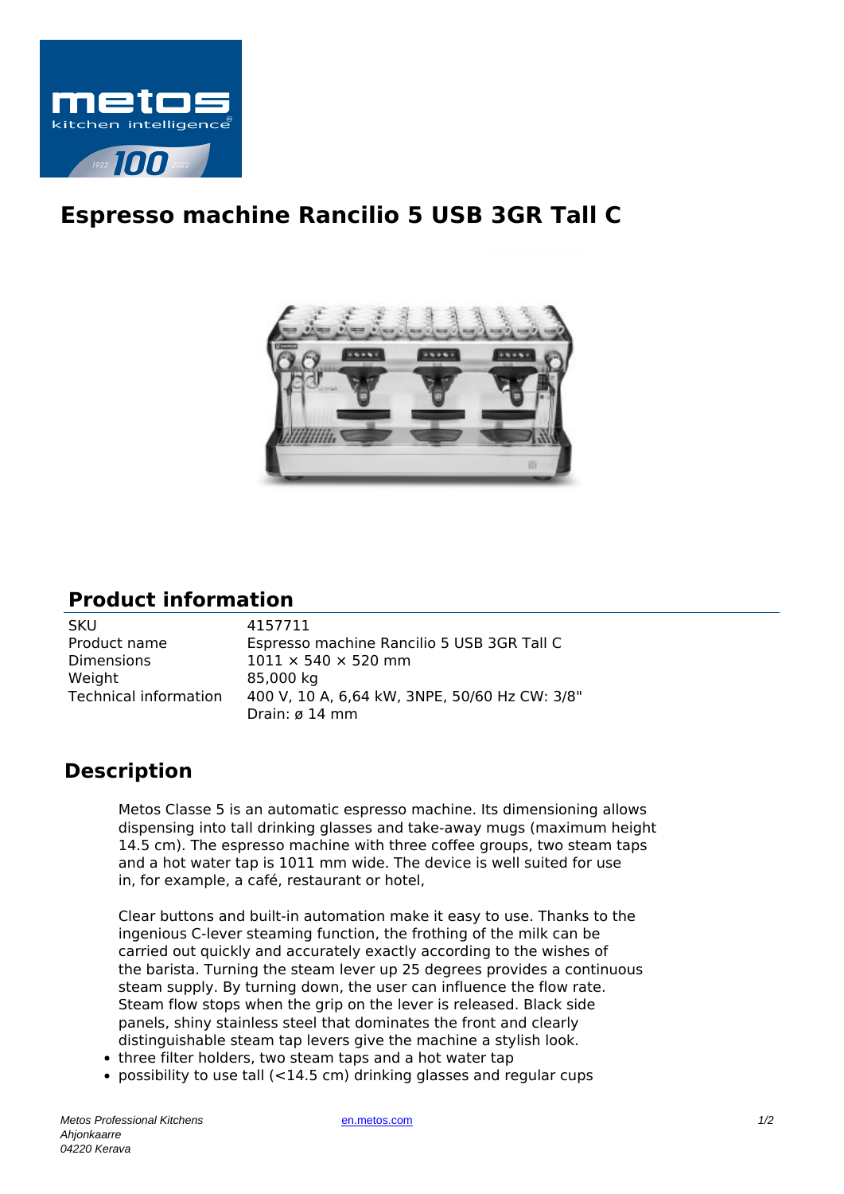# Espresso machine Rancilio 5 USB 3GR Tall C

## Product information

| | |
|---|---|
| SKU | 4157711 |
| Product name | Espresso machine Rancilio 5 USB 3GR Tall C |
| Dimensions | 1011 × 540 × 520 mm |
| Weight | 85,000 kg |
| Technical information | 400 V, 10 A, 6,64 kW, 3NPE, 50/60 Hz CW: 3/8" Drain: ø 14 mm |

## Description

Metos Classe 5 is an automatic espresso machine. Its dimensioning allows dispensing into tall drinking glasses and take-away mugs (maximum height 14.5 cm). The espresso machine with three coffee groups, two steam taps and a hot water tap is 1011 mm wide. The device is well suited for use in, for example, a café, restaurant or hotel,

Clear buttons and built-in automation make it easy to use. Thanks to the ingenious C-lever steaming function, the frothing of the milk can be carried out quickly and accurately exactly according to the wishes of the barista. Turning the steam lever up 25 degrees provides a continuous steam supply. By turning down, the user can influence the flow rate. Steam flow stops when the grip on the lever is released. Black side panels, shiny stainless steel that dominates the front and clearly distinguishable steam tap levers give the machine a stylish look.

- three filter holders, two steam taps and a hot water tap
- possibility to use tall (<14.5 cm) drinking glasses and regular cups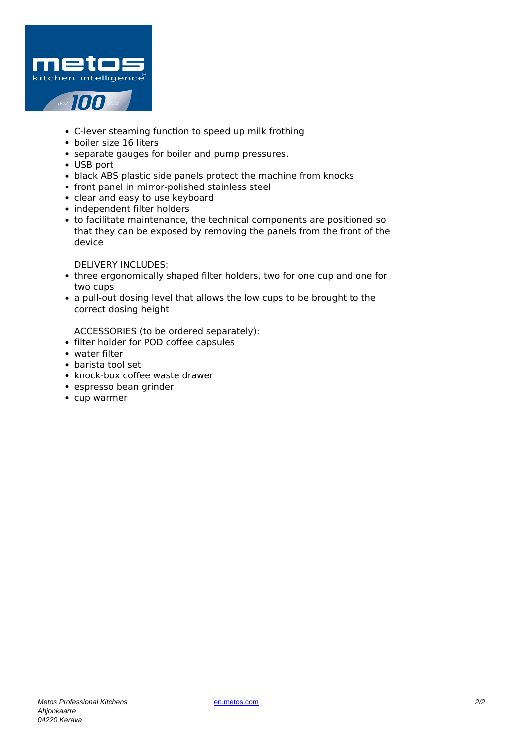- C-lever steaming function to speed up milk frothing
- boiler size 16 liters
- separate gauges for boiler and pump pressures.
- USB port
- black ABS plastic side panels protect the machine from knocks
- front panel in mirror-polished stainless steel
- clear and easy to use keyboard
- independent filter holders
- to facilitate maintenance, the technical components are positioned so that they can be exposed by removing the panels from the front of the device

DELIVERY INCLUDES:

- three ergonomically shaped filter holders, two for one cup and one for two cups
- a pull-out dosing level that allows the low cups to be brought to the correct dosing height

ACCESSORIES (to be ordered separately):

- filter holder for POD coffee capsules
- water filter
- barista tool set
- knock-box coffee waste drawer
- espresso bean grinder
- cup warmer